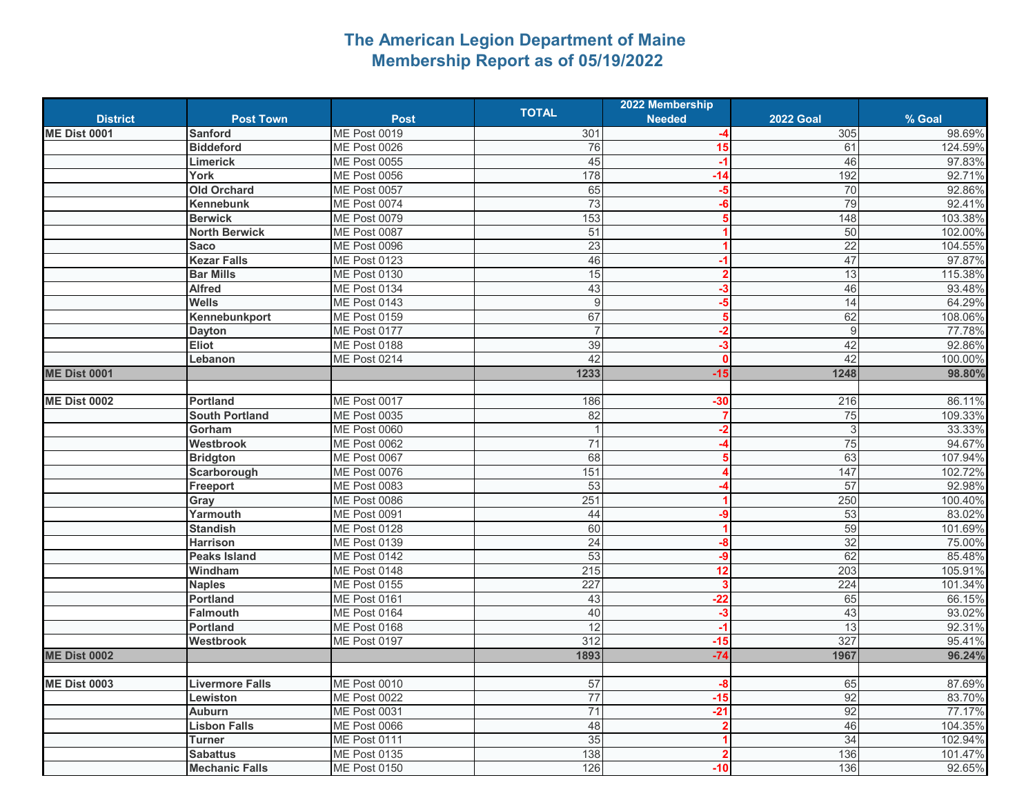# The American Legion Department of Maine
## Membership Report as of 05/19/2022

| District | Post Town | Post | TOTAL | 2022 Membership Needed | 2022 Goal | % Goal |
|---|---|---|---|---|---|---|
| ME Dist 0001 | Sanford | ME Post 0019 | 301 | -4 | 305 | 98.69% |
| | Biddeford | ME Post 0026 | 76 | 15 | 61 | 124.59% |
| | Limerick | ME Post 0055 | 45 | -1 | 46 | 97.83% |
| | York | ME Post 0056 | 178 | -14 | 192 | 92.71% |
| | Old Orchard | ME Post 0057 | 65 | -5 | 70 | 92.86% |
| | Kennebunk | ME Post 0074 | 73 | -6 | 79 | 92.41% |
| | Berwick | ME Post 0079 | 153 | 5 | 148 | 103.38% |
| | North Berwick | ME Post 0087 | 51 | 1 | 50 | 102.00% |
| | Saco | ME Post 0096 | 23 | 1 | 22 | 104.55% |
| | Kezar Falls | ME Post 0123 | 46 | -1 | 47 | 97.87% |
| | Bar Mills | ME Post 0130 | 15 | 2 | 13 | 115.38% |
| | Alfred | ME Post 0134 | 43 | -3 | 46 | 93.48% |
| | Wells | ME Post 0143 | 9 | -5 | 14 | 64.29% |
| | Kennebunkport | ME Post 0159 | 67 | 5 | 62 | 108.06% |
| | Dayton | ME Post 0177 | 7 | -2 | 9 | 77.78% |
| | Eliot | ME Post 0188 | 39 | -3 | 42 | 92.86% |
| | Lebanon | ME Post 0214 | 42 | 0 | 42 | 100.00% |
| **ME Dist 0001** | | | **1233** | **-15** | **1248** | **98.80%** |
| | | | | | | |
| ME Dist 0002 | Portland | ME Post 0017 | 186 | -30 | 216 | 86.11% |
| | South Portland | ME Post 0035 | 82 | 7 | 75 | 109.33% |
| | Gorham | ME Post 0060 | 1 | -2 | 3 | 33.33% |
| | Westbrook | ME Post 0062 | 71 | -4 | 75 | 94.67% |
| | Bridgton | ME Post 0067 | 68 | 5 | 63 | 107.94% |
| | Scarborough | ME Post 0076 | 151 | 4 | 147 | 102.72% |
| | Freeport | ME Post 0083 | 53 | -4 | 57 | 92.98% |
| | Gray | ME Post 0086 | 251 | 1 | 250 | 100.40% |
| | Yarmouth | ME Post 0091 | 44 | -9 | 53 | 83.02% |
| | Standish | ME Post 0128 | 60 | 1 | 59 | 101.69% |
| | Harrison | ME Post 0139 | 24 | -8 | 32 | 75.00% |
| | Peaks Island | ME Post 0142 | 53 | -9 | 62 | 85.48% |
| | Windham | ME Post 0148 | 215 | 12 | 203 | 105.91% |
| | Naples | ME Post 0155 | 227 | 3 | 224 | 101.34% |
| | Portland | ME Post 0161 | 43 | -22 | 65 | 66.15% |
| | Falmouth | ME Post 0164 | 40 | -3 | 43 | 93.02% |
| | Portland | ME Post 0168 | 12 | -1 | 13 | 92.31% |
| | Westbrook | ME Post 0197 | 312 | -15 | 327 | 95.41% |
| **ME Dist 0002** | | | **1893** | **-74** | **1967** | **96.24%** |
| | | | | | | |
| ME Dist 0003 | Livermore Falls | ME Post 0010 | 57 | -8 | 65 | 87.69% |
| | Lewiston | ME Post 0022 | 77 | -15 | 92 | 83.70% |
| | Auburn | ME Post 0031 | 71 | -21 | 92 | 77.17% |
| | Lisbon Falls | ME Post 0066 | 48 | 2 | 46 | 104.35% |
| | Turner | ME Post 0111 | 35 | 1 | 34 | 102.94% |
| | Sabattus | ME Post 0135 | 138 | 2 | 136 | 101.47% |
| | Mechanic Falls | ME Post 0150 | 126 | -10 | 136 | 92.65% |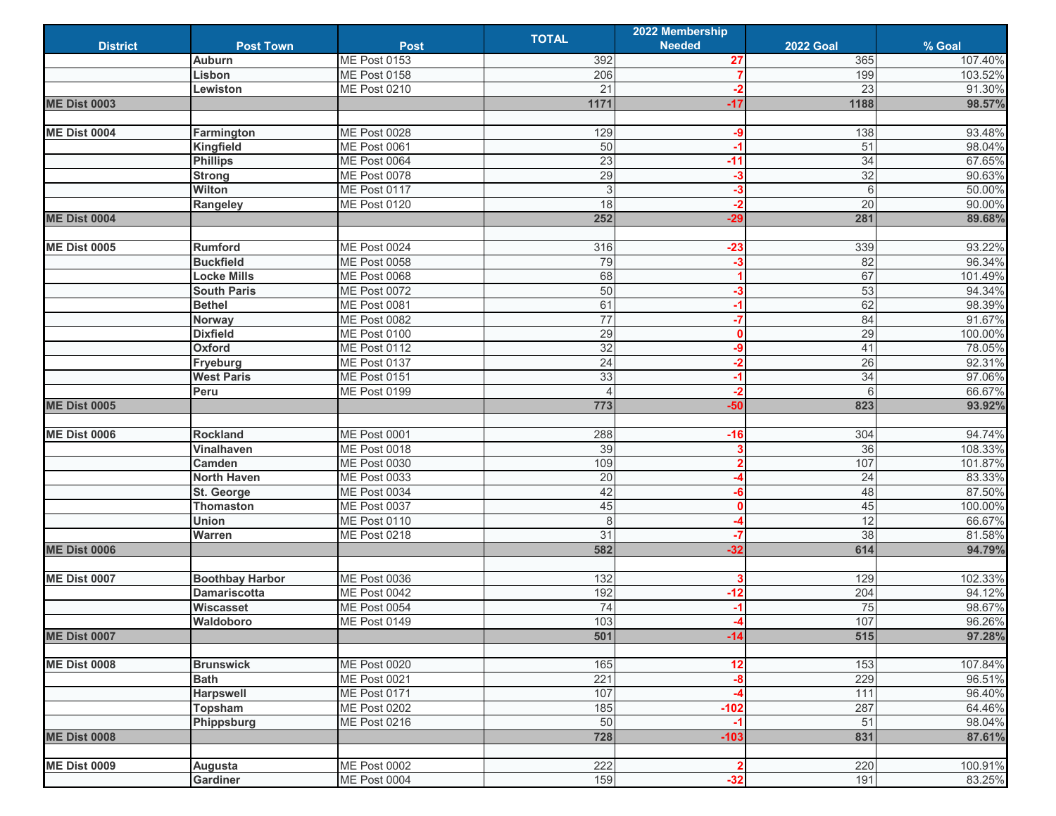| District | Post Town | Post | TOTAL | 2022 Membership Needed | 2022 Goal | % Goal |
|---|---|---|---|---|---|---|
| | Auburn | ME Post 0153 | 392 | 27 | 365 | 107.40% |
| | Lisbon | ME Post 0158 | 206 | 7 | 199 | 103.52% |
| | Lewiston | ME Post 0210 | 21 | -2 | 23 | 91.30% |
| **ME Dist 0003** | | | **1171** | **-17** | **1188** | **98.57%** |
| | | | | | | |
| **ME Dist 0004** | Farmington | ME Post 0028 | 129 | -9 | 138 | 93.48% |
| | Kingfield | ME Post 0061 | 50 | -1 | 51 | 98.04% |
| | Phillips | ME Post 0064 | 23 | -11 | 34 | 67.65% |
| | Strong | ME Post 0078 | 29 | -3 | 32 | 90.63% |
| | Wilton | ME Post 0117 | 3 | -3 | 6 | 50.00% |
| | Rangeley | ME Post 0120 | 18 | -2 | 20 | 90.00% |
| **ME Dist 0004** | | | **252** | **-29** | **281** | **89.68%** |
| | | | | | | |
| **ME Dist 0005** | Rumford | ME Post 0024 | 316 | -23 | 339 | 93.22% |
| | Buckfield | ME Post 0058 | 79 | -3 | 82 | 96.34% |
| | Locke Mills | ME Post 0068 | 68 | 1 | 67 | 101.49% |
| | South Paris | ME Post 0072 | 50 | -3 | 53 | 94.34% |
| | Bethel | ME Post 0081 | 61 | -1 | 62 | 98.39% |
| | Norway | ME Post 0082 | 77 | -7 | 84 | 91.67% |
| | Dixfield | ME Post 0100 | 29 | 0 | 29 | 100.00% |
| | Oxford | ME Post 0112 | 32 | -9 | 41 | 78.05% |
| | Fryeburg | ME Post 0137 | 24 | -2 | 26 | 92.31% |
| | West Paris | ME Post 0151 | 33 | -1 | 34 | 97.06% |
| | Peru | ME Post 0199 | 4 | -2 | 6 | 66.67% |
| **ME Dist 0005** | | | **773** | **-50** | **823** | **93.92%** |
| | | | | | | |
| **ME Dist 0006** | Rockland | ME Post 0001 | 288 | -16 | 304 | 94.74% |
| | Vinalhaven | ME Post 0018 | 39 | 3 | 36 | 108.33% |
| | Camden | ME Post 0030 | 109 | 2 | 107 | 101.87% |
| | North Haven | ME Post 0033 | 20 | -4 | 24 | 83.33% |
| | St. George | ME Post 0034 | 42 | -6 | 48 | 87.50% |
| | Thomaston | ME Post 0037 | 45 | 0 | 45 | 100.00% |
| | Union | ME Post 0110 | 8 | -4 | 12 | 66.67% |
| | Warren | ME Post 0218 | 31 | -7 | 38 | 81.58% |
| **ME Dist 0006** | | | **582** | **-32** | **614** | **94.79%** |
| | | | | | | |
| **ME Dist 0007** | Boothbay Harbor | ME Post 0036 | 132 | 3 | 129 | 102.33% |
| | Damariscotta | ME Post 0042 | 192 | -12 | 204 | 94.12% |
| | Wiscasset | ME Post 0054 | 74 | -1 | 75 | 98.67% |
| | Waldoboro | ME Post 0149 | 103 | -4 | 107 | 96.26% |
| **ME Dist 0007** | | | **501** | **-14** | **515** | **97.28%** |
| | | | | | | |
| **ME Dist 0008** | Brunswick | ME Post 0020 | 165 | 12 | 153 | 107.84% |
| | Bath | ME Post 0021 | 221 | -8 | 229 | 96.51% |
| | Harpswell | ME Post 0171 | 107 | -4 | 111 | 96.40% |
| | Topsham | ME Post 0202 | 185 | -102 | 287 | 64.46% |
| | Phippsburg | ME Post 0216 | 50 | -1 | 51 | 98.04% |
| **ME Dist 0008** | | | **728** | **-103** | **831** | **87.61%** |
| | | | | | | |
| **ME Dist 0009** | Augusta | ME Post 0002 | 222 | 2 | 220 | 100.91% |
| | Gardiner | ME Post 0004 | 159 | -32 | 191 | 83.25% |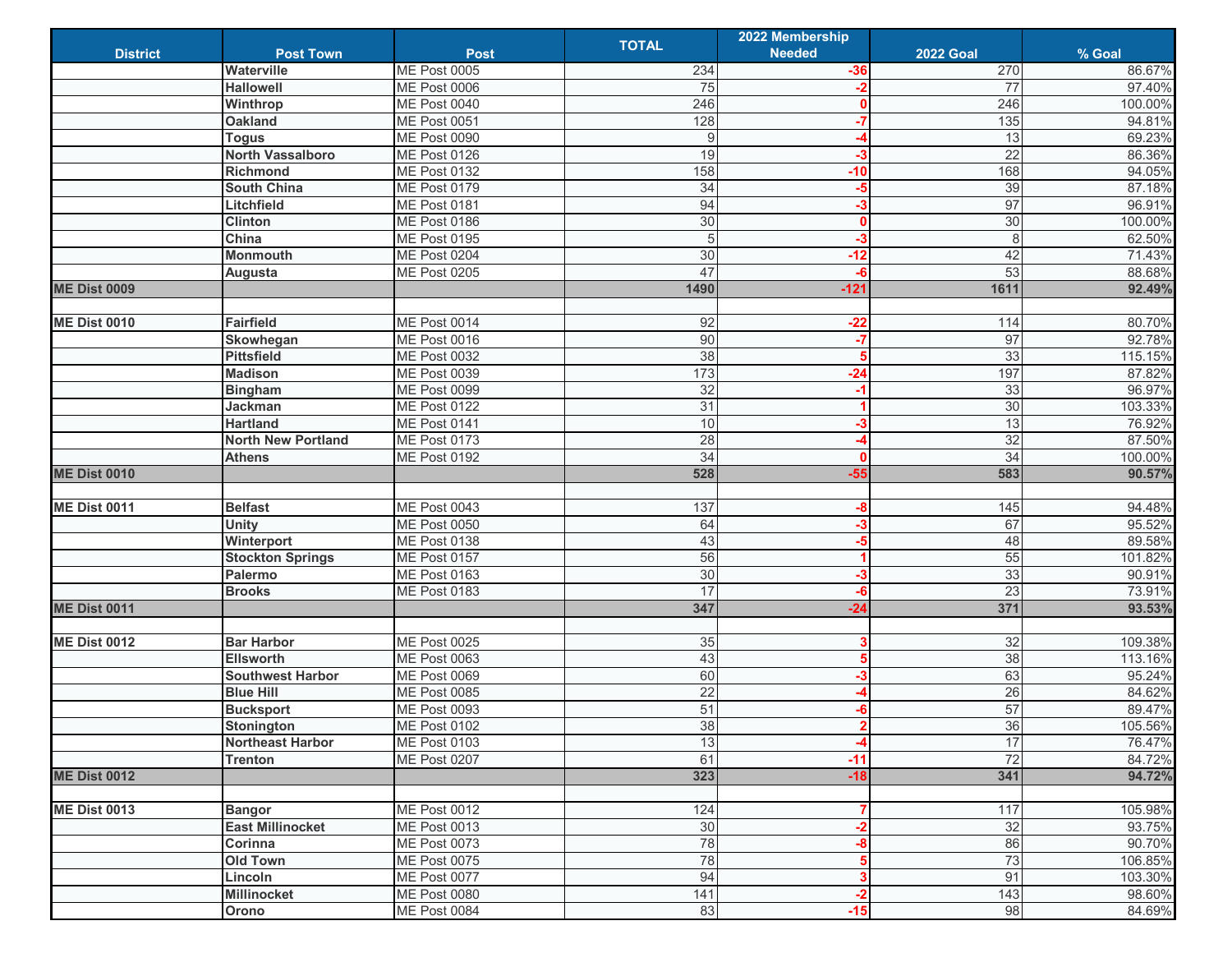| District | Post Town | Post | TOTAL | 2022 Membership Needed | 2022 Goal | % Goal |
|---|---|---|---|---|---|---|
| | **Waterville** | ME Post 0005 | 234 | **-36** | 270 | 86.67% |
| | **Hallowell** | ME Post 0006 | 75 | **-2** | 77 | 97.40% |
| | **Winthrop** | ME Post 0040 | 246 | **0** | 246 | 100.00% |
| | **Oakland** | ME Post 0051 | 128 | **-7** | 135 | 94.81% |
| | **Togus** | ME Post 0090 | 9 | **-4** | 13 | 69.23% |
| | **North Vassalboro** | ME Post 0126 | 19 | **-3** | 22 | 86.36% |
| | **Richmond** | ME Post 0132 | 158 | **-10** | 168 | 94.05% |
| | **South China** | ME Post 0179 | 34 | **-5** | 39 | 87.18% |
| | **Litchfield** | ME Post 0181 | 94 | **-3** | 97 | 96.91% |
| | **Clinton** | ME Post 0186 | 30 | **0** | 30 | 100.00% |
| | **China** | ME Post 0195 | 5 | **-3** | 8 | 62.50% |
| | **Monmouth** | ME Post 0204 | 30 | **-12** | 42 | 71.43% |
| | **Augusta** | ME Post 0205 | 47 | **-6** | 53 | 88.68% |
| **ME Dist 0009** | | | **1490** | **-121** | **1611** | **92.49%** |
| | | | | | | |
| **ME Dist 0010** | **Fairfield** | ME Post 0014 | 92 | **-22** | 114 | 80.70% |
| | **Skowhegan** | ME Post 0016 | 90 | **-7** | 97 | 92.78% |
| | **Pittsfield** | ME Post 0032 | 38 | **5** | 33 | 115.15% |
| | **Madison** | ME Post 0039 | 173 | **-24** | 197 | 87.82% |
| | **Bingham** | ME Post 0099 | 32 | **-1** | 33 | 96.97% |
| | **Jackman** | ME Post 0122 | 31 | **1** | 30 | 103.33% |
| | **Hartland** | ME Post 0141 | 10 | **-3** | 13 | 76.92% |
| | **North New Portland** | ME Post 0173 | 28 | **-4** | 32 | 87.50% |
| | **Athens** | ME Post 0192 | 34 | **0** | 34 | 100.00% |
| **ME Dist 0010** | | | **528** | **-55** | **583** | **90.57%** |
| | | | | | | |
| **ME Dist 0011** | **Belfast** | ME Post 0043 | 137 | **-8** | 145 | 94.48% |
| | **Unity** | ME Post 0050 | 64 | **-3** | 67 | 95.52% |
| | **Winterport** | ME Post 0138 | 43 | **-5** | 48 | 89.58% |
| | **Stockton Springs** | ME Post 0157 | 56 | **1** | 55 | 101.82% |
| | **Palermo** | ME Post 0163 | 30 | **-3** | 33 | 90.91% |
| | **Brooks** | ME Post 0183 | 17 | **-6** | 23 | 73.91% |
| **ME Dist 0011** | | | **347** | **-24** | **371** | **93.53%** |
| | | | | | | |
| **ME Dist 0012** | **Bar Harbor** | ME Post 0025 | 35 | **3** | 32 | 109.38% |
| | **Ellsworth** | ME Post 0063 | 43 | **5** | 38 | 113.16% |
| | **Southwest Harbor** | ME Post 0069 | 60 | **-3** | 63 | 95.24% |
| | **Blue Hill** | ME Post 0085 | 22 | **-4** | 26 | 84.62% |
| | **Bucksport** | ME Post 0093 | 51 | **-6** | 57 | 89.47% |
| | **Stonington** | ME Post 0102 | 38 | **2** | 36 | 105.56% |
| | **Northeast Harbor** | ME Post 0103 | 13 | **-4** | 17 | 76.47% |
| | **Trenton** | ME Post 0207 | 61 | **-11** | 72 | 84.72% |
| **ME Dist 0012** | | | **323** | **-18** | **341** | **94.72%** |
| | | | | | | |
| **ME Dist 0013** | **Bangor** | ME Post 0012 | 124 | **7** | 117 | 105.98% |
| | **East Millinocket** | ME Post 0013 | 30 | **-2** | 32 | 93.75% |
| | **Corinna** | ME Post 0073 | 78 | **-8** | 86 | 90.70% |
| | **Old Town** | ME Post 0075 | 78 | **5** | 73 | 106.85% |
| | **Lincoln** | ME Post 0077 | 94 | **3** | 91 | 103.30% |
| | **Millinocket** | ME Post 0080 | 141 | **-2** | 143 | 98.60% |
| | **Orono** | ME Post 0084 | 83 | **-15** | 98 | 84.69% |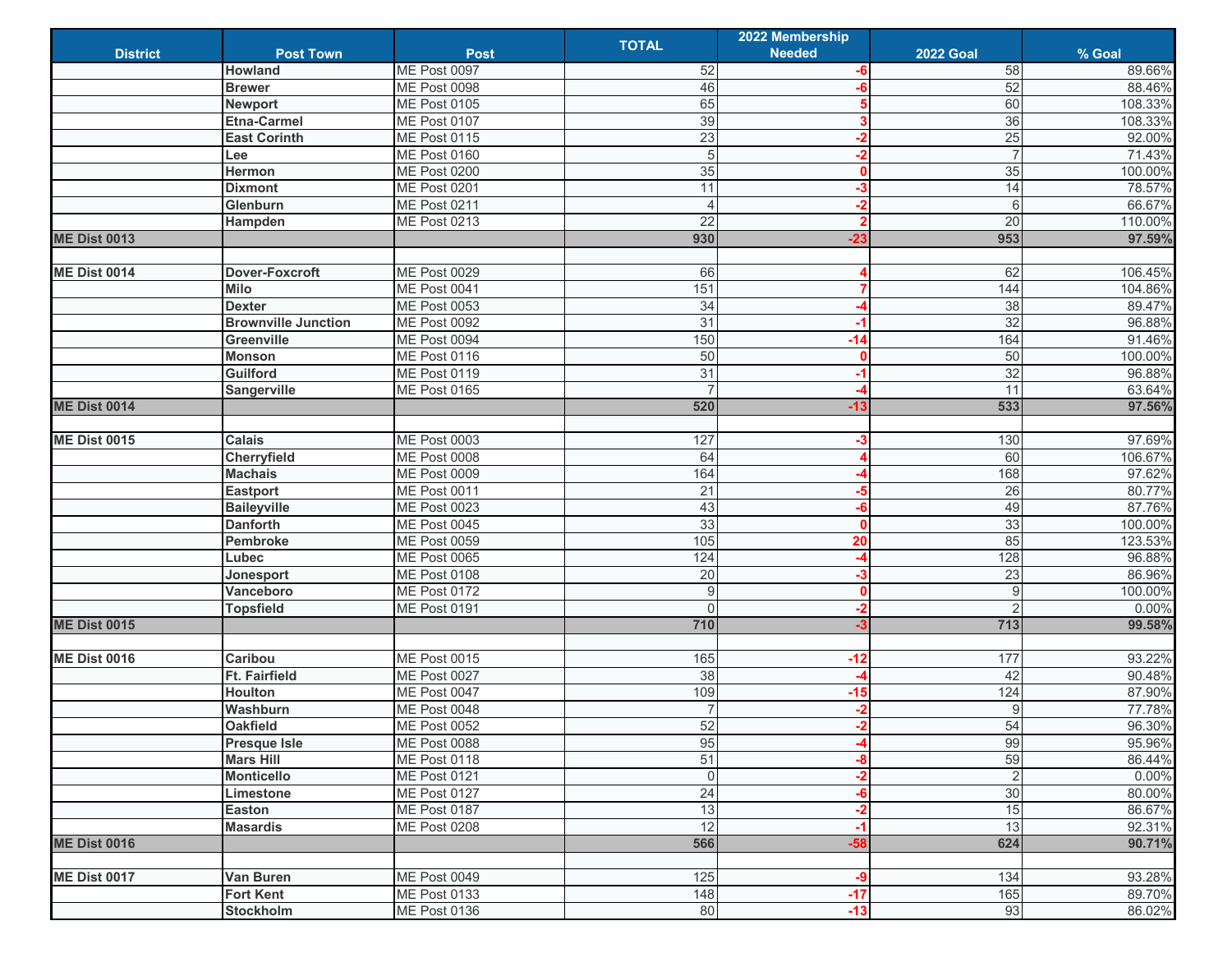| District | Post Town | Post | TOTAL | 2022 Membership Needed | 2022 Goal | % Goal |
|---|---|---|---|---|---|---|
| | **Howland** | ME Post 0097 | 52 | -6 | 58 | 89.66% |
| | **Brewer** | ME Post 0098 | 46 | -6 | 52 | 88.46% |
| | **Newport** | ME Post 0105 | 65 | 5 | 60 | 108.33% |
| | **Etna-Carmel** | ME Post 0107 | 39 | 3 | 36 | 108.33% |
| | **East Corinth** | ME Post 0115 | 23 | -2 | 25 | 92.00% |
| | **Lee** | ME Post 0160 | 5 | -2 | 7 | 71.43% |
| | **Hermon** | ME Post 0200 | 35 | 0 | 35 | 100.00% |
| | **Dixmont** | ME Post 0201 | 11 | -3 | 14 | 78.57% |
| | **Glenburn** | ME Post 0211 | 4 | -2 | 6 | 66.67% |
| | **Hampden** | ME Post 0213 | 22 | 2 | 20 | 110.00% |
| **ME Dist 0013** | | | **930** | **-23** | **953** | **97.59%** |
| | | | | | | |
| **ME Dist 0014** | **Dover-Foxcroft** | ME Post 0029 | 66 | 4 | 62 | 106.45% |
| | **Milo** | ME Post 0041 | 151 | 7 | 144 | 104.86% |
| | **Dexter** | ME Post 0053 | 34 | -4 | 38 | 89.47% |
| | **Brownville Junction** | ME Post 0092 | 31 | -1 | 32 | 96.88% |
| | **Greenville** | ME Post 0094 | 150 | -14 | 164 | 91.46% |
| | **Monson** | ME Post 0116 | 50 | 0 | 50 | 100.00% |
| | **Guilford** | ME Post 0119 | 31 | -1 | 32 | 96.88% |
| | **Sangerville** | ME Post 0165 | 7 | -4 | 11 | 63.64% |
| **ME Dist 0014** | | | **520** | **-13** | **533** | **97.56%** |
| | | | | | | |
| **ME Dist 0015** | **Calais** | ME Post 0003 | 127 | -3 | 130 | 97.69% |
| | **Cherryfield** | ME Post 0008 | 64 | 4 | 60 | 106.67% |
| | **Machais** | ME Post 0009 | 164 | -4 | 168 | 97.62% |
| | **Eastport** | ME Post 0011 | 21 | -5 | 26 | 80.77% |
| | **Baileyville** | ME Post 0023 | 43 | -6 | 49 | 87.76% |
| | **Danforth** | ME Post 0045 | 33 | 0 | 33 | 100.00% |
| | **Pembroke** | ME Post 0059 | 105 | 20 | 85 | 123.53% |
| | **Lubec** | ME Post 0065 | 124 | -4 | 128 | 96.88% |
| | **Jonesport** | ME Post 0108 | 20 | -3 | 23 | 86.96% |
| | **Vanceboro** | ME Post 0172 | 9 | 0 | 9 | 100.00% |
| | **Topsfield** | ME Post 0191 | 0 | -2 | 2 | 0.00% |
| **ME Dist 0015** | | | **710** | **-3** | **713** | **99.58%** |
| | | | | | | |
| **ME Dist 0016** | **Caribou** | ME Post 0015 | 165 | -12 | 177 | 93.22% |
| | **Ft. Fairfield** | ME Post 0027 | 38 | -4 | 42 | 90.48% |
| | **Houlton** | ME Post 0047 | 109 | -15 | 124 | 87.90% |
| | **Washburn** | ME Post 0048 | 7 | -2 | 9 | 77.78% |
| | **Oakfield** | ME Post 0052 | 52 | -2 | 54 | 96.30% |
| | **Presque Isle** | ME Post 0088 | 95 | -4 | 99 | 95.96% |
| | **Mars Hill** | ME Post 0118 | 51 | -8 | 59 | 86.44% |
| | **Monticello** | ME Post 0121 | 0 | -2 | 2 | 0.00% |
| | **Limestone** | ME Post 0127 | 24 | -6 | 30 | 80.00% |
| | **Easton** | ME Post 0187 | 13 | -2 | 15 | 86.67% |
| | **Masardis** | ME Post 0208 | 12 | -1 | 13 | 92.31% |
| **ME Dist 0016** | | | **566** | **-58** | **624** | **90.71%** |
| | | | | | | |
| **ME Dist 0017** | **Van Buren** | ME Post 0049 | 125 | -9 | 134 | 93.28% |
| | **Fort Kent** | ME Post 0133 | 148 | -17 | 165 | 89.70% |
| | **Stockholm** | ME Post 0136 | 80 | -13 | 93 | 86.02% |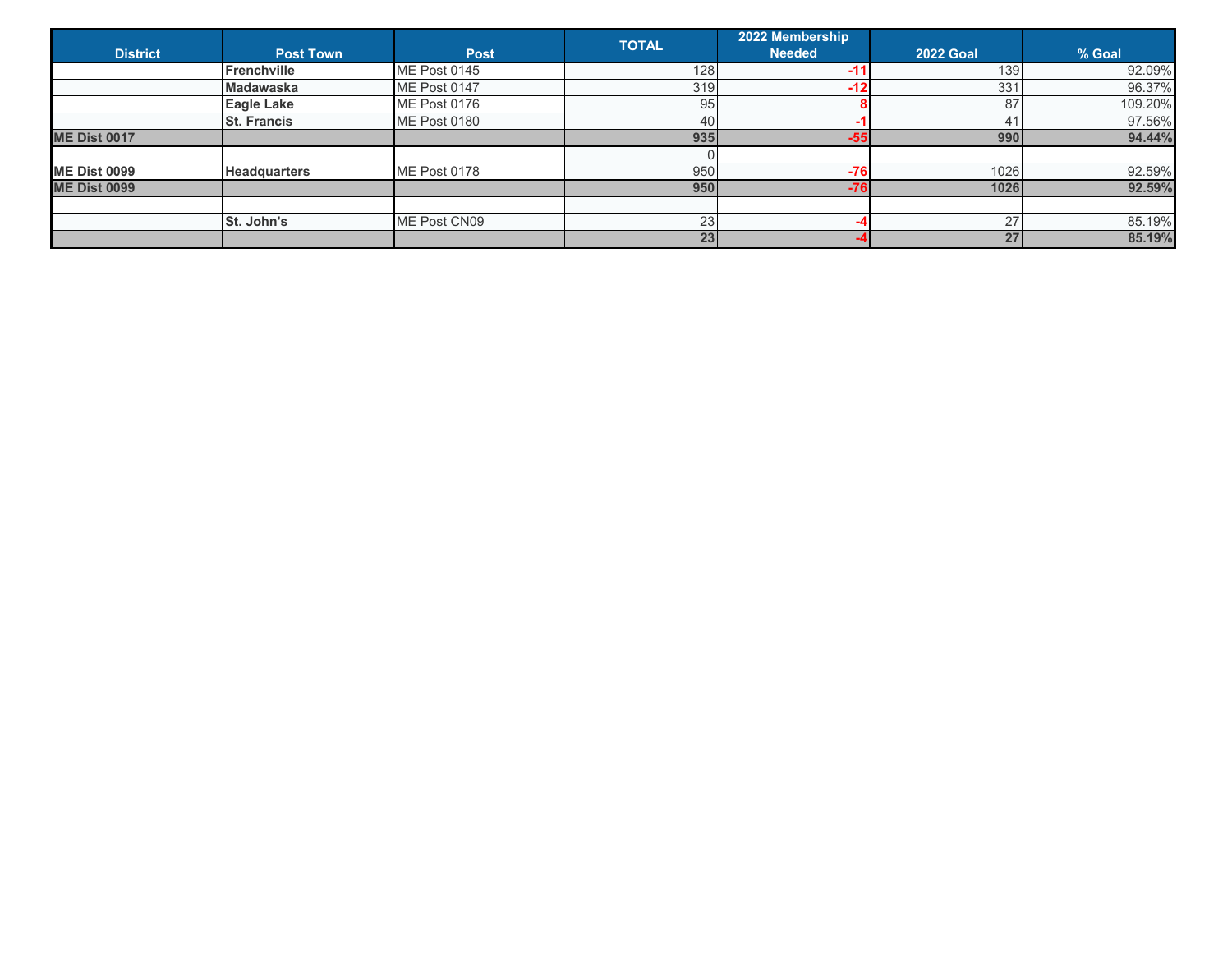| District | Post Town | Post | TOTAL | 2022 Membership Needed | 2022 Goal | % Goal |
|---|---|---|---|---|---|---|
| | **Frenchville** | ME Post 0145 | 128 | **-11** | 139 | 92.09% |
| | **Madawaska** | ME Post 0147 | 319 | **-12** | 331 | 96.37% |
| | **Eagle Lake** | ME Post 0176 | 95 | **8** | 87 | 109.20% |
| | **St. Francis** | ME Post 0180 | 40 | **-1** | 41 | 97.56% |
| **ME Dist 0017** | | | **935** | **-55** | **990** | **94.44%** |
| | | | 0 | | | |
| **ME Dist 0099** | **Headquarters** | ME Post 0178 | 950 | **-76** | 1026 | 92.59% |
| **ME Dist 0099** | | | **950** | **-76** | **1026** | **92.59%** |
| | | | | | | |
| | **St. John's** | ME Post CN09 | 23 | **-4** | 27 | 85.19% |
| | | | **23** | **-4** | **27** | **85.19%** |